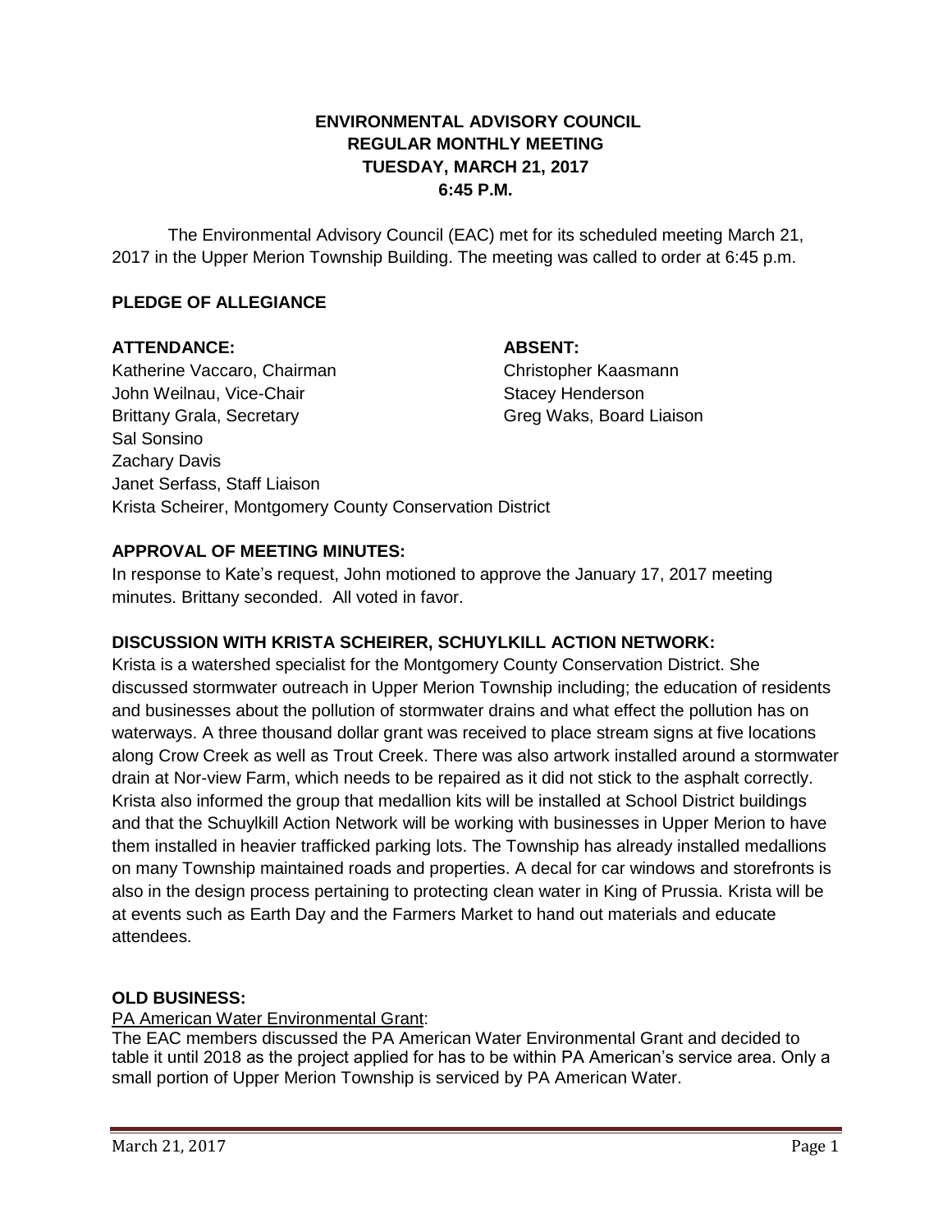**ENVIRONMENTAL ADVISORY COUNCIL**
**REGULAR MONTHLY MEETING**
**TUESDAY, MARCH 21, 2017**
**6:45 P.M.**

The Environmental Advisory Council (EAC) met for its scheduled meeting March 21, 2017 in the Upper Merion Township Building. The meeting was called to order at 6:45 p.m.

## PLEDGE OF ALLEGIANCE

| **ATTENDANCE:** | **ABSENT:** |
|---|---|
| Katherine Vaccaro, Chairman | Christopher Kaasmann |
| John Weilnau, Vice-Chair | Stacey Henderson |
| Brittany Grala, Secretary | Greg Waks, Board Liaison |
| Sal Sonsino | |
| Zachary Davis | |
| Janet Serfass, Staff Liaison | |
| Krista Scheirer, Montgomery County Conservation District | |

## APPROVAL OF MEETING MINUTES:

In response to Kate's request, John motioned to approve the January 17, 2017 meeting minutes. Brittany seconded. All voted in favor.

## DISCUSSION WITH KRISTA SCHEIRER, SCHUYLKILL ACTION NETWORK:

Krista is a watershed specialist for the Montgomery County Conservation District. She discussed stormwater outreach in Upper Merion Township including; the education of residents and businesses about the pollution of stormwater drains and what effect the pollution has on waterways. A three thousand dollar grant was received to place stream signs at five locations along Crow Creek as well as Trout Creek. There was also artwork installed around a stormwater drain at Nor-view Farm, which needs to be repaired as it did not stick to the asphalt correctly. Krista also informed the group that medallion kits will be installed at School District buildings and that the Schuylkill Action Network will be working with businesses in Upper Merion to have them installed in heavier trafficked parking lots. The Township has already installed medallions on many Township maintained roads and properties. A decal for car windows and storefronts is also in the design process pertaining to protecting clean water in King of Prussia. Krista will be at events such as Earth Day and the Farmers Market to hand out materials and educate attendees.

## OLD BUSINESS:

PA American Water Environmental Grant:

The EAC members discussed the PA American Water Environmental Grant and decided to table it until 2018 as the project applied for has to be within PA American's service area. Only a small portion of Upper Merion Township is serviced by PA American Water.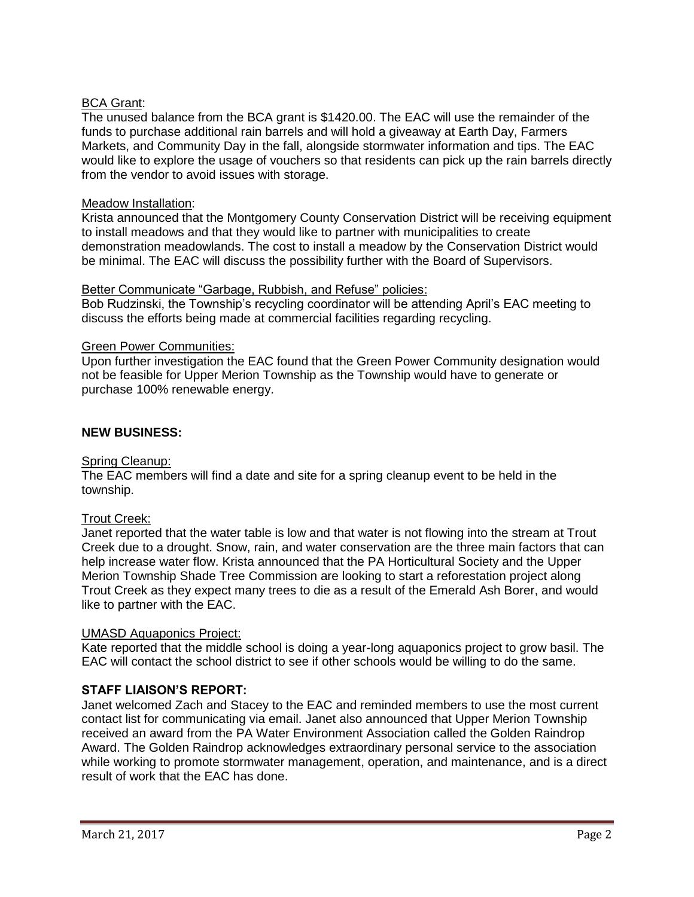BCA Grant:

The unused balance from the BCA grant is $1420.00. The EAC will use the remainder of the funds to purchase additional rain barrels and will hold a giveaway at Earth Day, Farmers Markets, and Community Day in the fall, alongside stormwater information and tips. The EAC would like to explore the usage of vouchers so that residents can pick up the rain barrels directly from the vendor to avoid issues with storage.

Meadow Installation:

Krista announced that the Montgomery County Conservation District will be receiving equipment to install meadows and that they would like to partner with municipalities to create demonstration meadowlands. The cost to install a meadow by the Conservation District would be minimal. The EAC will discuss the possibility further with the Board of Supervisors.

Better Communicate "Garbage, Rubbish, and Refuse" policies:

Bob Rudzinski, the Township's recycling coordinator will be attending April's EAC meeting to discuss the efforts being made at commercial facilities regarding recycling.

Green Power Communities:

Upon further investigation the EAC found that the Green Power Community designation would not be feasible for Upper Merion Township as the Township would have to generate or purchase 100% renewable energy.

**NEW BUSINESS:**

Spring Cleanup:

The EAC members will find a date and site for a spring cleanup event to be held in the township.

Trout Creek:

Janet reported that the water table is low and that water is not flowing into the stream at Trout Creek due to a drought. Snow, rain, and water conservation are the three main factors that can help increase water flow. Krista announced that the PA Horticultural Society and the Upper Merion Township Shade Tree Commission are looking to start a reforestation project along Trout Creek as they expect many trees to die as a result of the Emerald Ash Borer, and would like to partner with the EAC.

UMASD Aquaponics Project:

Kate reported that the middle school is doing a year-long aquaponics project to grow basil. The EAC will contact the school district to see if other schools would be willing to do the same.

**STAFF LIAISON'S REPORT:**

Janet welcomed Zach and Stacey to the EAC and reminded members to use the most current contact list for communicating via email. Janet also announced that Upper Merion Township received an award from the PA Water Environment Association called the Golden Raindrop Award. The Golden Raindrop acknowledges extraordinary personal service to the association while working to promote stormwater management, operation, and maintenance, and is a direct result of work that the EAC has done.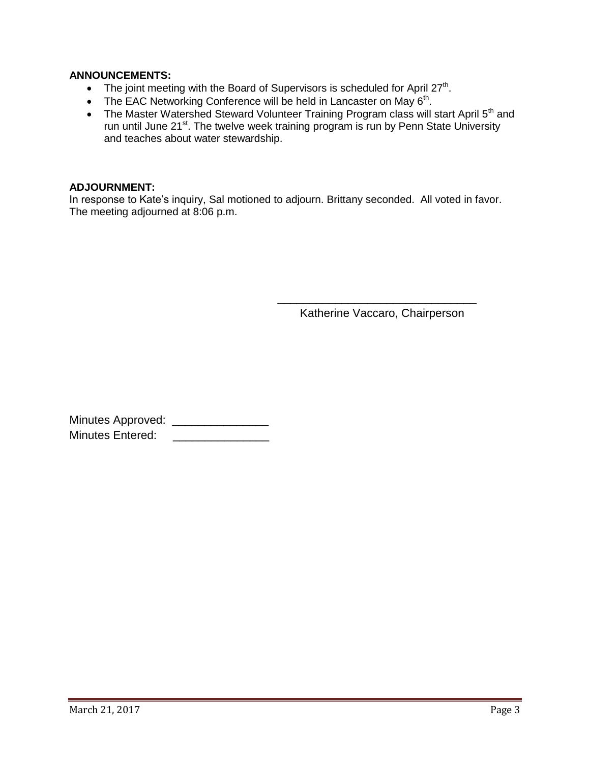**ANNOUNCEMENTS:**

- The joint meeting with the Board of Supervisors is scheduled for April 27th.
- The EAC Networking Conference will be held in Lancaster on May 6th.
- The Master Watershed Steward Volunteer Training Program class will start April 5th and run until June 21st. The twelve week training program is run by Penn State University and teaches about water stewardship.

**ADJOURNMENT:**

In response to Kate's inquiry, Sal motioned to adjourn. Brittany seconded. All voted in favor. The meeting adjourned at 8:06 p.m.

\_\_\_\_\_\_\_\_\_\_\_\_\_\_\_\_\_\_\_\_\_\_\_\_\_\_\_\_\_\_\_\_

Katherine Vaccaro, Chairperson

Minutes Approved: \_\_\_\_\_\_\_\_\_\_\_\_\_\_\_

Minutes Entered: \_\_\_\_\_\_\_\_\_\_\_\_\_\_\_